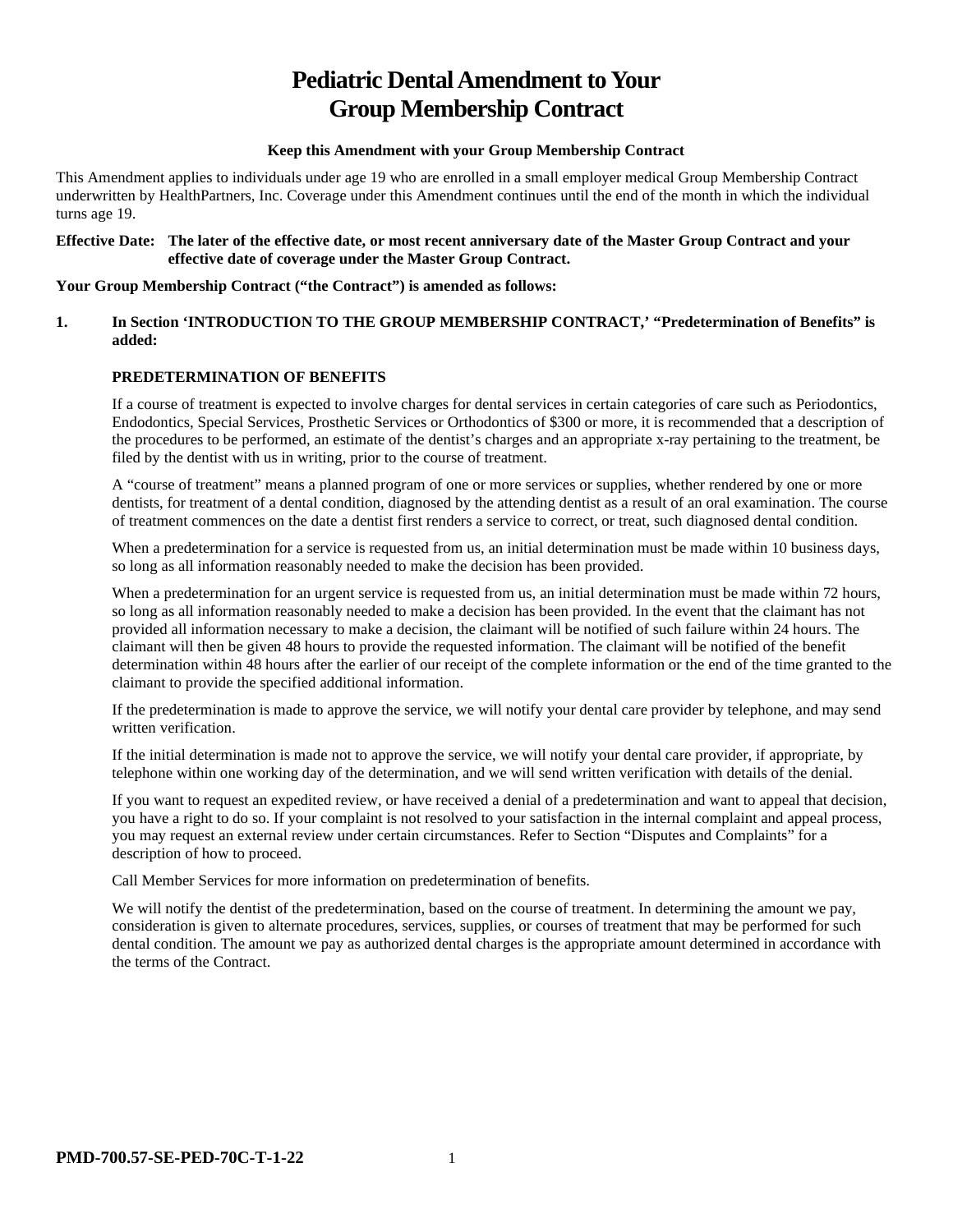# Pediatric Dental Amendment to Your Group Membership Contract

**Keep this Amendment with your Group Membership Contract**

This Amendment applies to individuals under age 19 who are enrolled in a small employer medical Group Membership Contract underwritten by HealthPartners, Inc. Coverage under this Amendment continues until the end of the month in which the individual turns age 19.

**Effective Date: The later of the effective date, or most recent anniversary date of the Master Group Contract and your effective date of coverage under the Master Group Contract.**

**Your Group Membership Contract ("the Contract") is amended as follows:**

**1. In Section 'INTRODUCTION TO THE GROUP MEMBERSHIP CONTRACT,' "Predetermination of Benefits" is added:**

**PREDETERMINATION OF BENEFITS**

If a course of treatment is expected to involve charges for dental services in certain categories of care such as Periodontics, Endodontics, Special Services, Prosthetic Services or Orthodontics of $300 or more, it is recommended that a description of the procedures to be performed, an estimate of the dentist's charges and an appropriate x-ray pertaining to the treatment, be filed by the dentist with us in writing, prior to the course of treatment.

A "course of treatment" means a planned program of one or more services or supplies, whether rendered by one or more dentists, for treatment of a dental condition, diagnosed by the attending dentist as a result of an oral examination. The course of treatment commences on the date a dentist first renders a service to correct, or treat, such diagnosed dental condition.

When a predetermination for a service is requested from us, an initial determination must be made within 10 business days, so long as all information reasonably needed to make the decision has been provided.

When a predetermination for an urgent service is requested from us, an initial determination must be made within 72 hours, so long as all information reasonably needed to make a decision has been provided. In the event that the claimant has not provided all information necessary to make a decision, the claimant will be notified of such failure within 24 hours. The claimant will then be given 48 hours to provide the requested information. The claimant will be notified of the benefit determination within 48 hours after the earlier of our receipt of the complete information or the end of the time granted to the claimant to provide the specified additional information.

If the predetermination is made to approve the service, we will notify your dental care provider by telephone, and may send written verification.

If the initial determination is made not to approve the service, we will notify your dental care provider, if appropriate, by telephone within one working day of the determination, and we will send written verification with details of the denial.

If you want to request an expedited review, or have received a denial of a predetermination and want to appeal that decision, you have a right to do so. If your complaint is not resolved to your satisfaction in the internal complaint and appeal process, you may request an external review under certain circumstances. Refer to Section "Disputes and Complaints" for a description of how to proceed.

Call Member Services for more information on predetermination of benefits.

We will notify the dentist of the predetermination, based on the course of treatment. In determining the amount we pay, consideration is given to alternate procedures, services, supplies, or courses of treatment that may be performed for such dental condition. The amount we pay as authorized dental charges is the appropriate amount determined in accordance with the terms of the Contract.

**PMD-700.57-SE-PED-70C-T-1-22**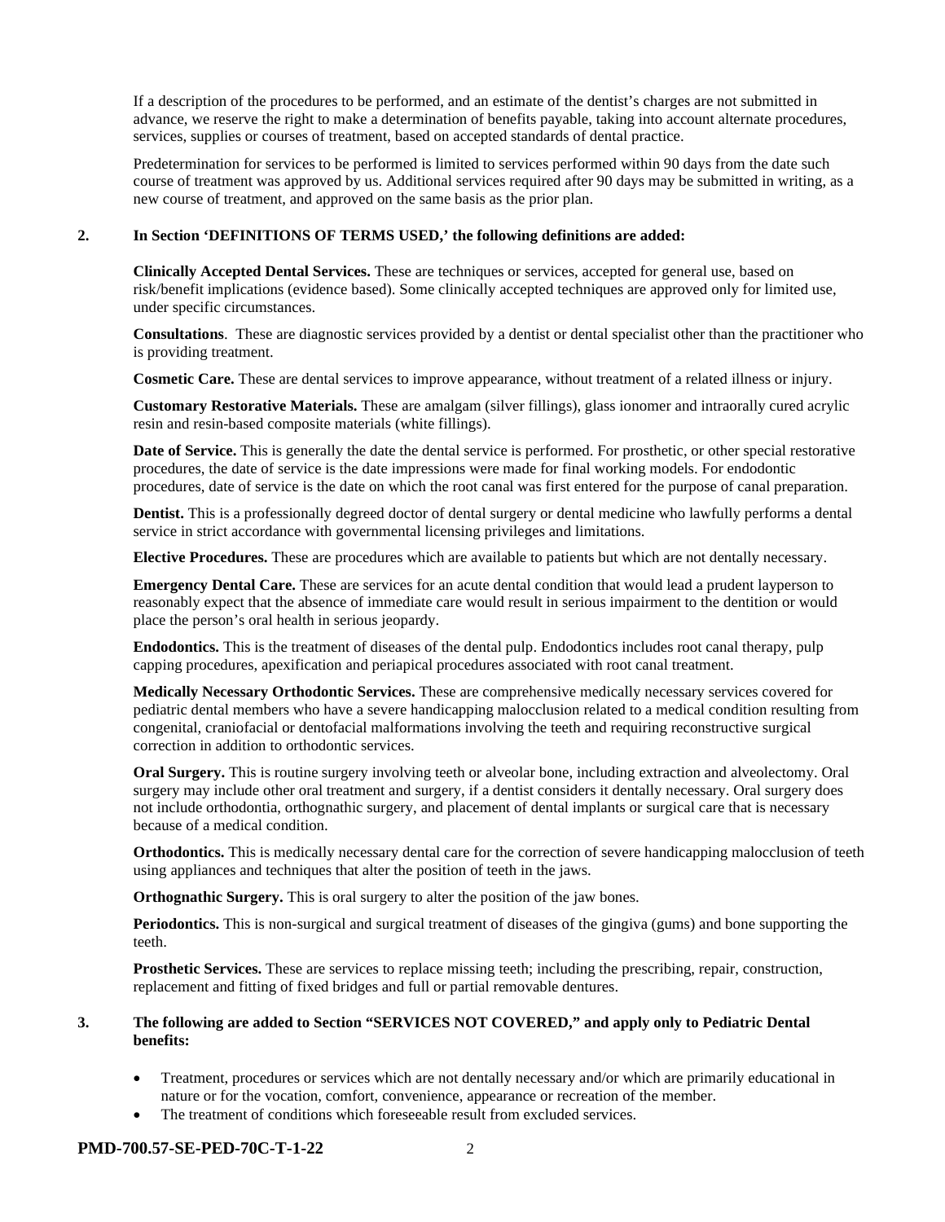If a description of the procedures to be performed, and an estimate of the dentist's charges are not submitted in advance, we reserve the right to make a determination of benefits payable, taking into account alternate procedures, services, supplies or courses of treatment, based on accepted standards of dental practice.

Predetermination for services to be performed is limited to services performed within 90 days from the date such course of treatment was approved by us. Additional services required after 90 days may be submitted in writing, as a new course of treatment, and approved on the same basis as the prior plan.

**2. In Section 'DEFINITIONS OF TERMS USED,' the following definitions are added:**

**Clinically Accepted Dental Services.** These are techniques or services, accepted for general use, based on risk/benefit implications (evidence based). Some clinically accepted techniques are approved only for limited use, under specific circumstances.

**Consultations**. These are diagnostic services provided by a dentist or dental specialist other than the practitioner who is providing treatment.

**Cosmetic Care.** These are dental services to improve appearance, without treatment of a related illness or injury.

**Customary Restorative Materials.** These are amalgam (silver fillings), glass ionomer and intraorally cured acrylic resin and resin-based composite materials (white fillings).

**Date of Service.** This is generally the date the dental service is performed. For prosthetic, or other special restorative procedures, the date of service is the date impressions were made for final working models. For endodontic procedures, date of service is the date on which the root canal was first entered for the purpose of canal preparation.

**Dentist.** This is a professionally degreed doctor of dental surgery or dental medicine who lawfully performs a dental service in strict accordance with governmental licensing privileges and limitations.

**Elective Procedures.** These are procedures which are available to patients but which are not dentally necessary.

**Emergency Dental Care.** These are services for an acute dental condition that would lead a prudent layperson to reasonably expect that the absence of immediate care would result in serious impairment to the dentition or would place the person's oral health in serious jeopardy.

**Endodontics.** This is the treatment of diseases of the dental pulp. Endodontics includes root canal therapy, pulp capping procedures, apexification and periapical procedures associated with root canal treatment.

**Medically Necessary Orthodontic Services.** These are comprehensive medically necessary services covered for pediatric dental members who have a severe handicapping malocclusion related to a medical condition resulting from congenital, craniofacial or dentofacial malformations involving the teeth and requiring reconstructive surgical correction in addition to orthodontic services.

**Oral Surgery.** This is routine surgery involving teeth or alveolar bone, including extraction and alveolectomy. Oral surgery may include other oral treatment and surgery, if a dentist considers it dentally necessary. Oral surgery does not include orthodontia, orthognathic surgery, and placement of dental implants or surgical care that is necessary because of a medical condition.

**Orthodontics.** This is medically necessary dental care for the correction of severe handicapping malocclusion of teeth using appliances and techniques that alter the position of teeth in the jaws.

**Orthognathic Surgery.** This is oral surgery to alter the position of the jaw bones.

**Periodontics.** This is non-surgical and surgical treatment of diseases of the gingiva (gums) and bone supporting the teeth.

**Prosthetic Services.** These are services to replace missing teeth; including the prescribing, repair, construction, replacement and fitting of fixed bridges and full or partial removable dentures.

**3. The following are added to Section "SERVICES NOT COVERED," and apply only to Pediatric Dental benefits:**

- Treatment, procedures or services which are not dentally necessary and/or which are primarily educational in nature or for the vocation, comfort, convenience, appearance or recreation of the member.
- The treatment of conditions which foreseeable result from excluded services.

**PMD-700.57-SE-PED-70C-T-1-22**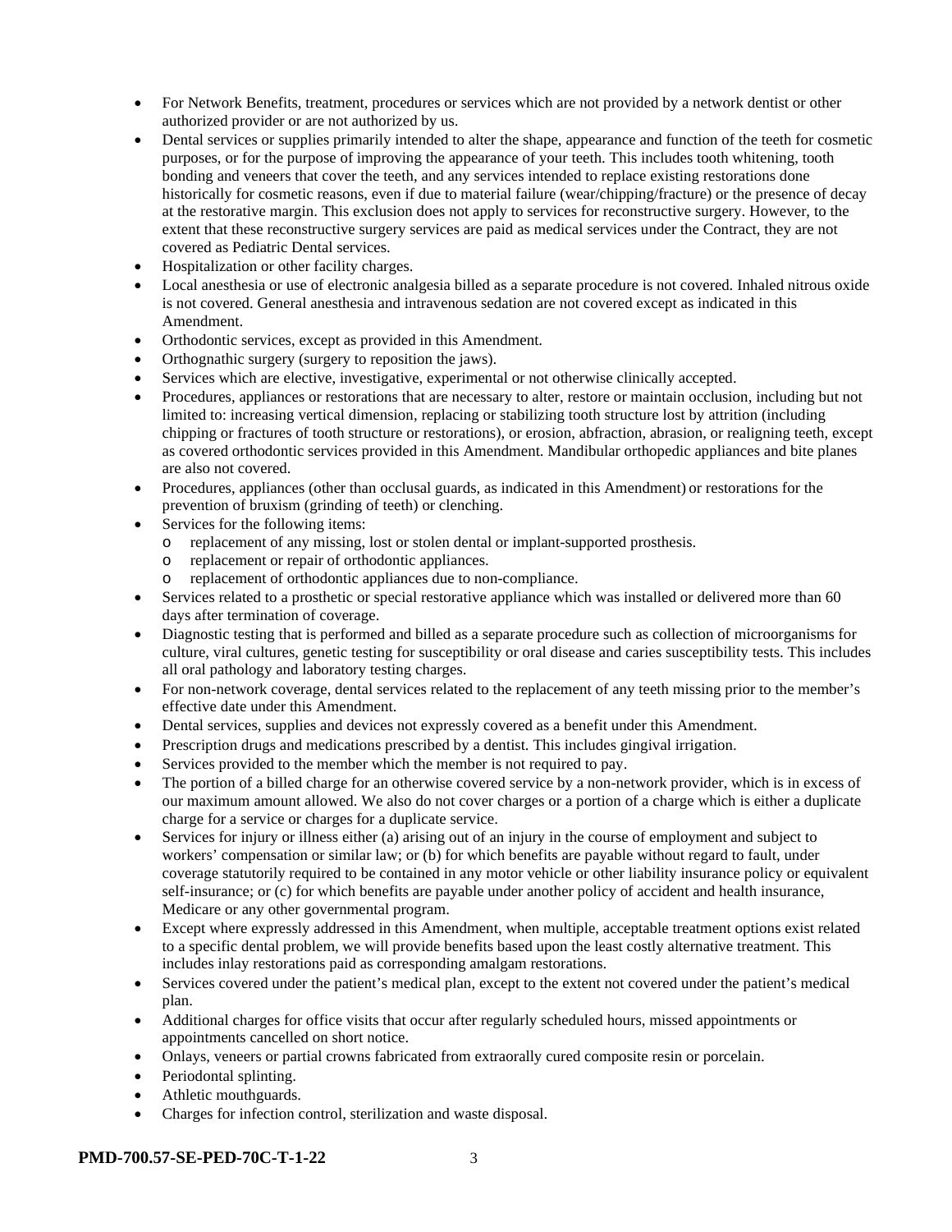- For Network Benefits, treatment, procedures or services which are not provided by a network dentist or other authorized provider or are not authorized by us.
- Dental services or supplies primarily intended to alter the shape, appearance and function of the teeth for cosmetic purposes, or for the purpose of improving the appearance of your teeth. This includes tooth whitening, tooth bonding and veneers that cover the teeth, and any services intended to replace existing restorations done historically for cosmetic reasons, even if due to material failure (wear/chipping/fracture) or the presence of decay at the restorative margin. This exclusion does not apply to services for reconstructive surgery. However, to the extent that these reconstructive surgery services are paid as medical services under the Contract, they are not covered as Pediatric Dental services.
- Hospitalization or other facility charges.
- Local anesthesia or use of electronic analgesia billed as a separate procedure is not covered. Inhaled nitrous oxide is not covered. General anesthesia and intravenous sedation are not covered except as indicated in this Amendment.
- Orthodontic services, except as provided in this Amendment.
- Orthognathic surgery (surgery to reposition the jaws).
- Services which are elective, investigative, experimental or not otherwise clinically accepted.
- Procedures, appliances or restorations that are necessary to alter, restore or maintain occlusion, including but not limited to: increasing vertical dimension, replacing or stabilizing tooth structure lost by attrition (including chipping or fractures of tooth structure or restorations), or erosion, abfraction, abrasion, or realigning teeth, except as covered orthodontic services provided in this Amendment. Mandibular orthopedic appliances and bite planes are also not covered.
- Procedures, appliances (other than occlusal guards, as indicated in this Amendment) or restorations for the prevention of bruxism (grinding of teeth) or clenching.
- Services for the following items:
  - replacement of any missing, lost or stolen dental or implant-supported prosthesis.
  - replacement or repair of orthodontic appliances.
  - replacement of orthodontic appliances due to non-compliance.
- Services related to a prosthetic or special restorative appliance which was installed or delivered more than 60 days after termination of coverage.
- Diagnostic testing that is performed and billed as a separate procedure such as collection of microorganisms for culture, viral cultures, genetic testing for susceptibility or oral disease and caries susceptibility tests. This includes all oral pathology and laboratory testing charges.
- For non-network coverage, dental services related to the replacement of any teeth missing prior to the member's effective date under this Amendment.
- Dental services, supplies and devices not expressly covered as a benefit under this Amendment.
- Prescription drugs and medications prescribed by a dentist. This includes gingival irrigation.
- Services provided to the member which the member is not required to pay.
- The portion of a billed charge for an otherwise covered service by a non-network provider, which is in excess of our maximum amount allowed. We also do not cover charges or a portion of a charge which is either a duplicate charge for a service or charges for a duplicate service.
- Services for injury or illness either (a) arising out of an injury in the course of employment and subject to workers' compensation or similar law; or (b) for which benefits are payable without regard to fault, under coverage statutorily required to be contained in any motor vehicle or other liability insurance policy or equivalent self-insurance; or (c) for which benefits are payable under another policy of accident and health insurance, Medicare or any other governmental program.
- Except where expressly addressed in this Amendment, when multiple, acceptable treatment options exist related to a specific dental problem, we will provide benefits based upon the least costly alternative treatment. This includes inlay restorations paid as corresponding amalgam restorations.
- Services covered under the patient's medical plan, except to the extent not covered under the patient's medical plan.
- Additional charges for office visits that occur after regularly scheduled hours, missed appointments or appointments cancelled on short notice.
- Onlays, veneers or partial crowns fabricated from extraorally cured composite resin or porcelain.
- Periodontal splinting.
- Athletic mouthguards.
- Charges for infection control, sterilization and waste disposal.

**PMD-700.57-SE-PED-70C-T-1-22**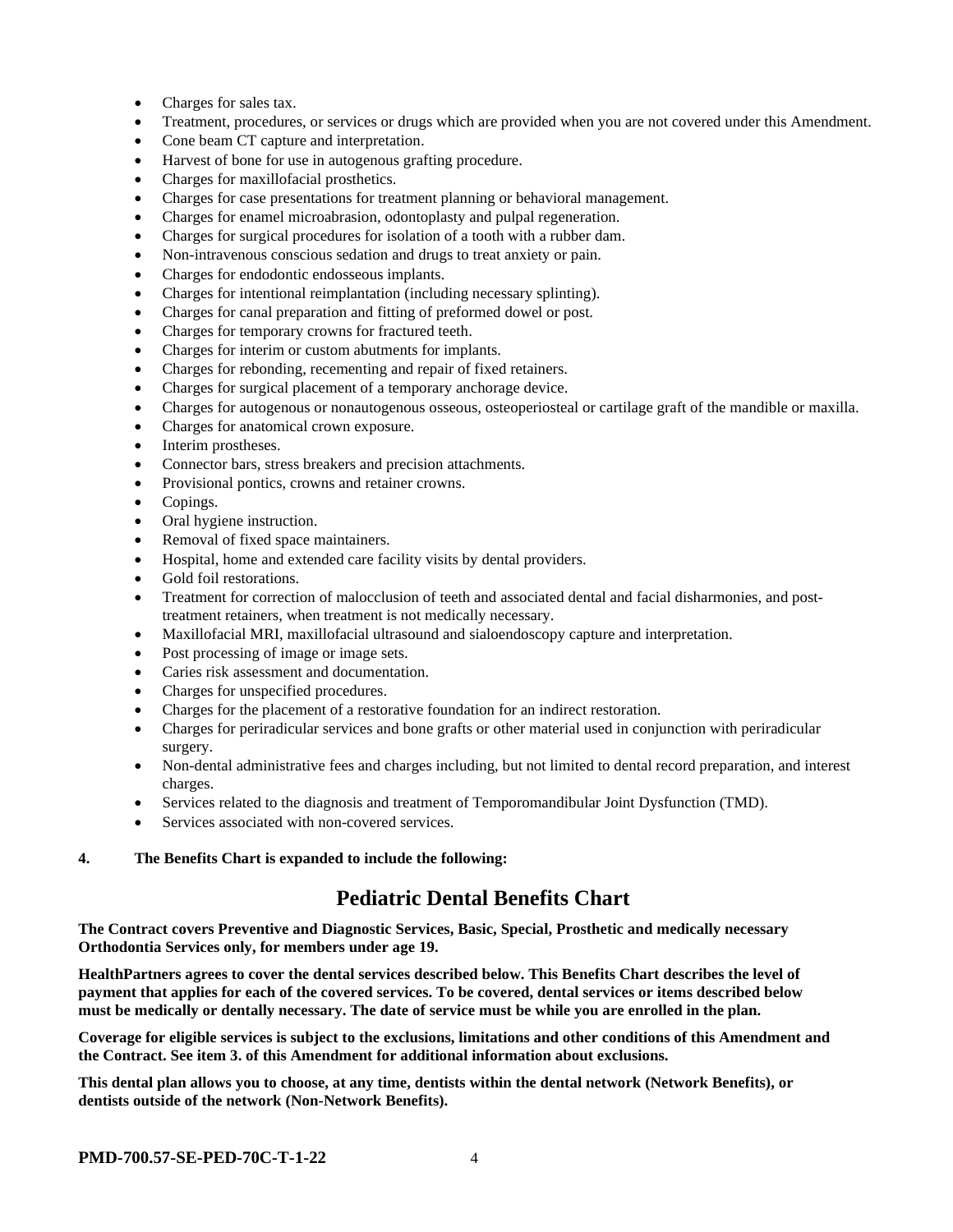- Charges for sales tax.
- Treatment, procedures, or services or drugs which are provided when you are not covered under this Amendment.
- Cone beam CT capture and interpretation.
- Harvest of bone for use in autogenous grafting procedure.
- Charges for maxillofacial prosthetics.
- Charges for case presentations for treatment planning or behavioral management.
- Charges for enamel microabrasion, odontoplasty and pulpal regeneration.
- Charges for surgical procedures for isolation of a tooth with a rubber dam.
- Non-intravenous conscious sedation and drugs to treat anxiety or pain.
- Charges for endodontic endosseous implants.
- Charges for intentional reimplantation (including necessary splinting).
- Charges for canal preparation and fitting of preformed dowel or post.
- Charges for temporary crowns for fractured teeth.
- Charges for interim or custom abutments for implants.
- Charges for rebonding, recementing and repair of fixed retainers.
- Charges for surgical placement of a temporary anchorage device.
- Charges for autogenous or nonautogenous osseous, osteoperiosteal or cartilage graft of the mandible or maxilla.
- Charges for anatomical crown exposure.
- Interim prostheses.
- Connector bars, stress breakers and precision attachments.
- Provisional pontics, crowns and retainer crowns.
- Copings.
- Oral hygiene instruction.
- Removal of fixed space maintainers.
- Hospital, home and extended care facility visits by dental providers.
- Gold foil restorations.
- Treatment for correction of malocclusion of teeth and associated dental and facial disharmonies, and post-treatment retainers, when treatment is not medically necessary.
- Maxillofacial MRI, maxillofacial ultrasound and sialoendoscopy capture and interpretation.
- Post processing of image or image sets.
- Caries risk assessment and documentation.
- Charges for unspecified procedures.
- Charges for the placement of a restorative foundation for an indirect restoration.
- Charges for periradicular services and bone grafts or other material used in conjunction with periradicular surgery.
- Non-dental administrative fees and charges including, but not limited to dental record preparation, and interest charges.
- Services related to the diagnosis and treatment of Temporomandibular Joint Dysfunction (TMD).
- Services associated with non-covered services.

**4. The Benefits Chart is expanded to include the following:**

# Pediatric Dental Benefits Chart

**The Contract covers Preventive and Diagnostic Services, Basic, Special, Prosthetic and medically necessary Orthodontia Services only, for members under age 19.**

**HealthPartners agrees to cover the dental services described below. This Benefits Chart describes the level of payment that applies for each of the covered services. To be covered, dental services or items described below must be medically or dentally necessary. The date of service must be while you are enrolled in the plan.**

**Coverage for eligible services is subject to the exclusions, limitations and other conditions of this Amendment and the Contract. See item 3. of this Amendment for additional information about exclusions.**

**This dental plan allows you to choose, at any time, dentists within the dental network (Network Benefits), or dentists outside of the network (Non-Network Benefits).**

**PMD-700.57-SE-PED-70C-T-1-22**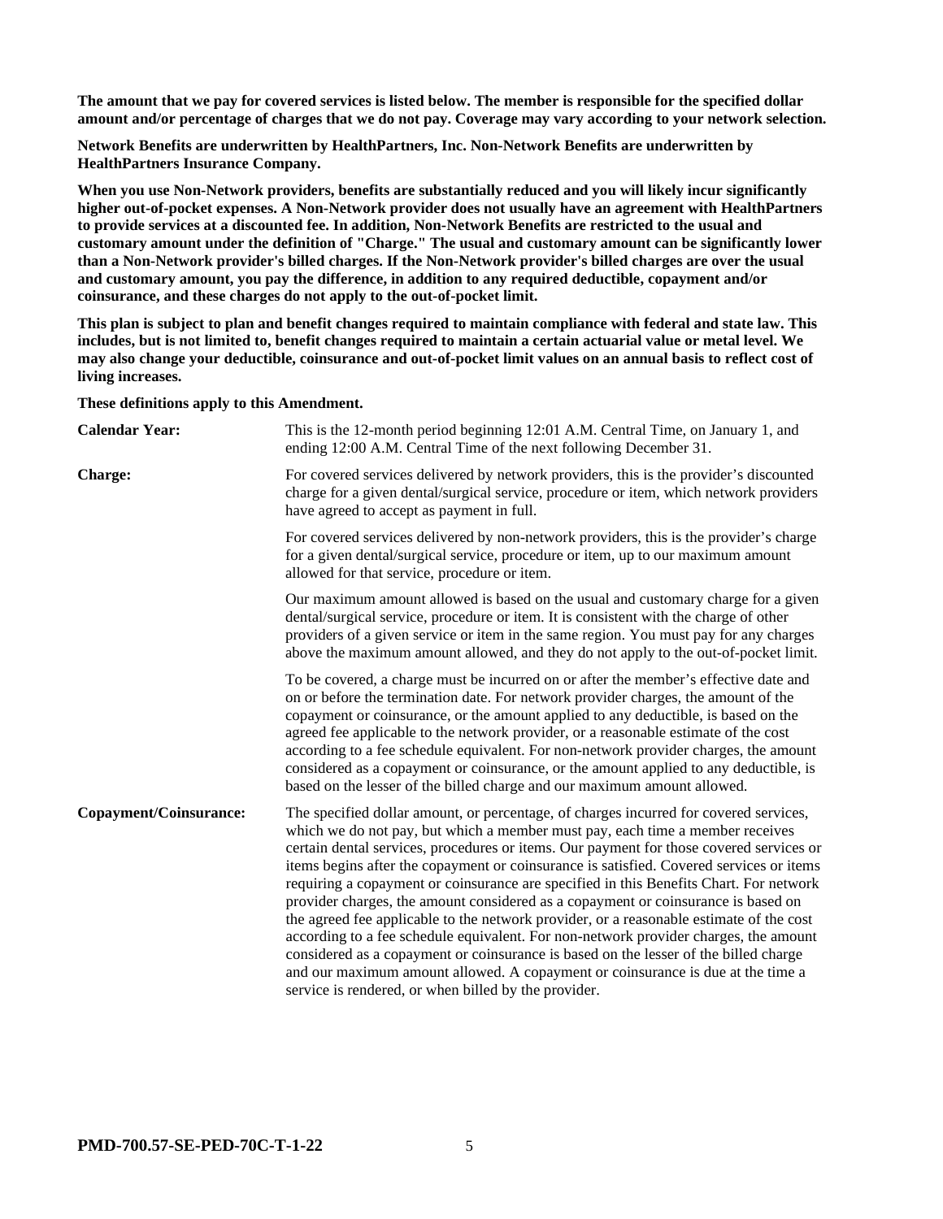**The amount that we pay for covered services is listed below. The member is responsible for the specified dollar amount and/or percentage of charges that we do not pay. Coverage may vary according to your network selection.**

**Network Benefits are underwritten by HealthPartners, Inc. Non-Network Benefits are underwritten by HealthPartners Insurance Company.**

**When you use Non-Network providers, benefits are substantially reduced and you will likely incur significantly higher out-of-pocket expenses. A Non-Network provider does not usually have an agreement with HealthPartners to provide services at a discounted fee. In addition, Non-Network Benefits are restricted to the usual and customary amount under the definition of "Charge." The usual and customary amount can be significantly lower than a Non-Network provider's billed charges. If the Non-Network provider's billed charges are over the usual and customary amount, you pay the difference, in addition to any required deductible, copayment and/or coinsurance, and these charges do not apply to the out-of-pocket limit.**

**This plan is subject to plan and benefit changes required to maintain compliance with federal and state law. This includes, but is not limited to, benefit changes required to maintain a certain actuarial value or metal level. We may also change your deductible, coinsurance and out-of-pocket limit values on an annual basis to reflect cost of living increases.**

**These definitions apply to this Amendment.**

**Calendar Year:** This is the 12-month period beginning 12:01 A.M. Central Time, on January 1, and ending 12:00 A.M. Central Time of the next following December 31.

**Charge:** For covered services delivered by network providers, this is the provider's discounted charge for a given dental/surgical service, procedure or item, which network providers have agreed to accept as payment in full.

For covered services delivered by non-network providers, this is the provider's charge for a given dental/surgical service, procedure or item, up to our maximum amount allowed for that service, procedure or item.

Our maximum amount allowed is based on the usual and customary charge for a given dental/surgical service, procedure or item. It is consistent with the charge of other providers of a given service or item in the same region. You must pay for any charges above the maximum amount allowed, and they do not apply to the out-of-pocket limit.

To be covered, a charge must be incurred on or after the member's effective date and on or before the termination date. For network provider charges, the amount of the copayment or coinsurance, or the amount applied to any deductible, is based on the agreed fee applicable to the network provider, or a reasonable estimate of the cost according to a fee schedule equivalent. For non-network provider charges, the amount considered as a copayment or coinsurance, or the amount applied to any deductible, is based on the lesser of the billed charge and our maximum amount allowed.

**Copayment/Coinsurance:** The specified dollar amount, or percentage, of charges incurred for covered services, which we do not pay, but which a member must pay, each time a member receives certain dental services, procedures or items. Our payment for those covered services or items begins after the copayment or coinsurance is satisfied. Covered services or items requiring a copayment or coinsurance are specified in this Benefits Chart. For network provider charges, the amount considered as a copayment or coinsurance is based on the agreed fee applicable to the network provider, or a reasonable estimate of the cost according to a fee schedule equivalent. For non-network provider charges, the amount considered as a copayment or coinsurance is based on the lesser of the billed charge and our maximum amount allowed. A copayment or coinsurance is due at the time a service is rendered, or when billed by the provider.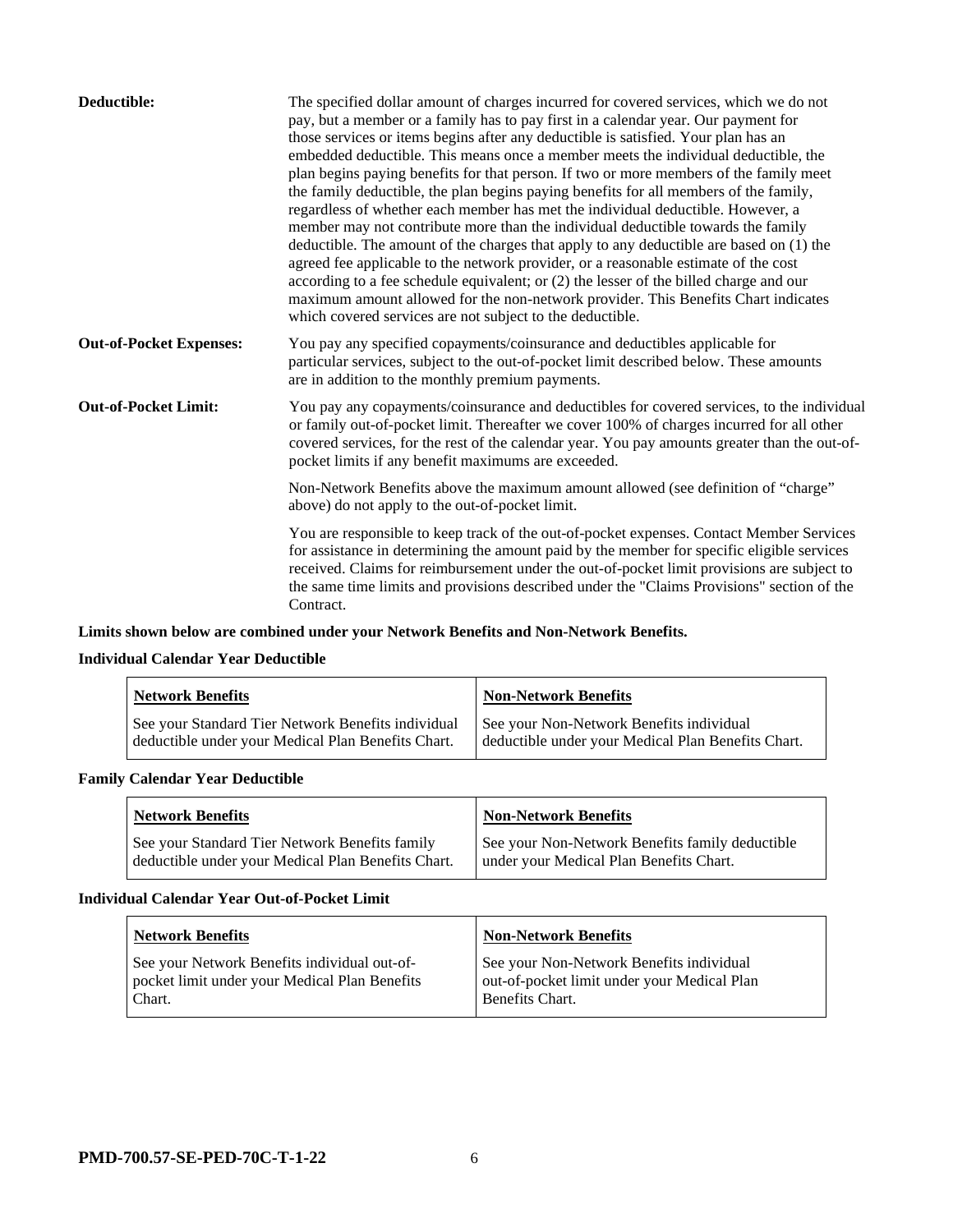**Deductible:** The specified dollar amount of charges incurred for covered services, which we do not pay, but a member or a family has to pay first in a calendar year. Our payment for those services or items begins after any deductible is satisfied. Your plan has an embedded deductible. This means once a member meets the individual deductible, the plan begins paying benefits for that person. If two or more members of the family meet the family deductible, the plan begins paying benefits for all members of the family, regardless of whether each member has met the individual deductible. However, a member may not contribute more than the individual deductible towards the family deductible. The amount of the charges that apply to any deductible are based on (1) the agreed fee applicable to the network provider, or a reasonable estimate of the cost according to a fee schedule equivalent; or (2) the lesser of the billed charge and our maximum amount allowed for the non-network provider. This Benefits Chart indicates which covered services are not subject to the deductible.

**Out-of-Pocket Expenses:** You pay any specified copayments/coinsurance and deductibles applicable for particular services, subject to the out-of-pocket limit described below. These amounts are in addition to the monthly premium payments.

**Out-of-Pocket Limit:** You pay any copayments/coinsurance and deductibles for covered services, to the individual or family out-of-pocket limit. Thereafter we cover 100% of charges incurred for all other covered services, for the rest of the calendar year. You pay amounts greater than the out-of-pocket limits if any benefit maximums are exceeded.

Non-Network Benefits above the maximum amount allowed (see definition of "charge" above) do not apply to the out-of-pocket limit.

You are responsible to keep track of the out-of-pocket expenses. Contact Member Services for assistance in determining the amount paid by the member for specific eligible services received. Claims for reimbursement under the out-of-pocket limit provisions are subject to the same time limits and provisions described under the "Claims Provisions" section of the Contract.

**Limits shown below are combined under your Network Benefits and Non-Network Benefits.**

**Individual Calendar Year Deductible**

| Network Benefits | Non-Network Benefits |
|---|---|
| See your Standard Tier Network Benefits individual deductible under your Medical Plan Benefits Chart. | See your Non-Network Benefits individual deductible under your Medical Plan Benefits Chart. |

**Family Calendar Year Deductible**

| Network Benefits | Non-Network Benefits |
|---|---|
| See your Standard Tier Network Benefits family deductible under your Medical Plan Benefits Chart. | See your Non-Network Benefits family deductible under your Medical Plan Benefits Chart. |

**Individual Calendar Year Out-of-Pocket Limit**

| Network Benefits | Non-Network Benefits |
|---|---|
| See your Network Benefits individual out-of-pocket limit under your Medical Plan Benefits Chart. | See your Non-Network Benefits individual out-of-pocket limit under your Medical Plan Benefits Chart. |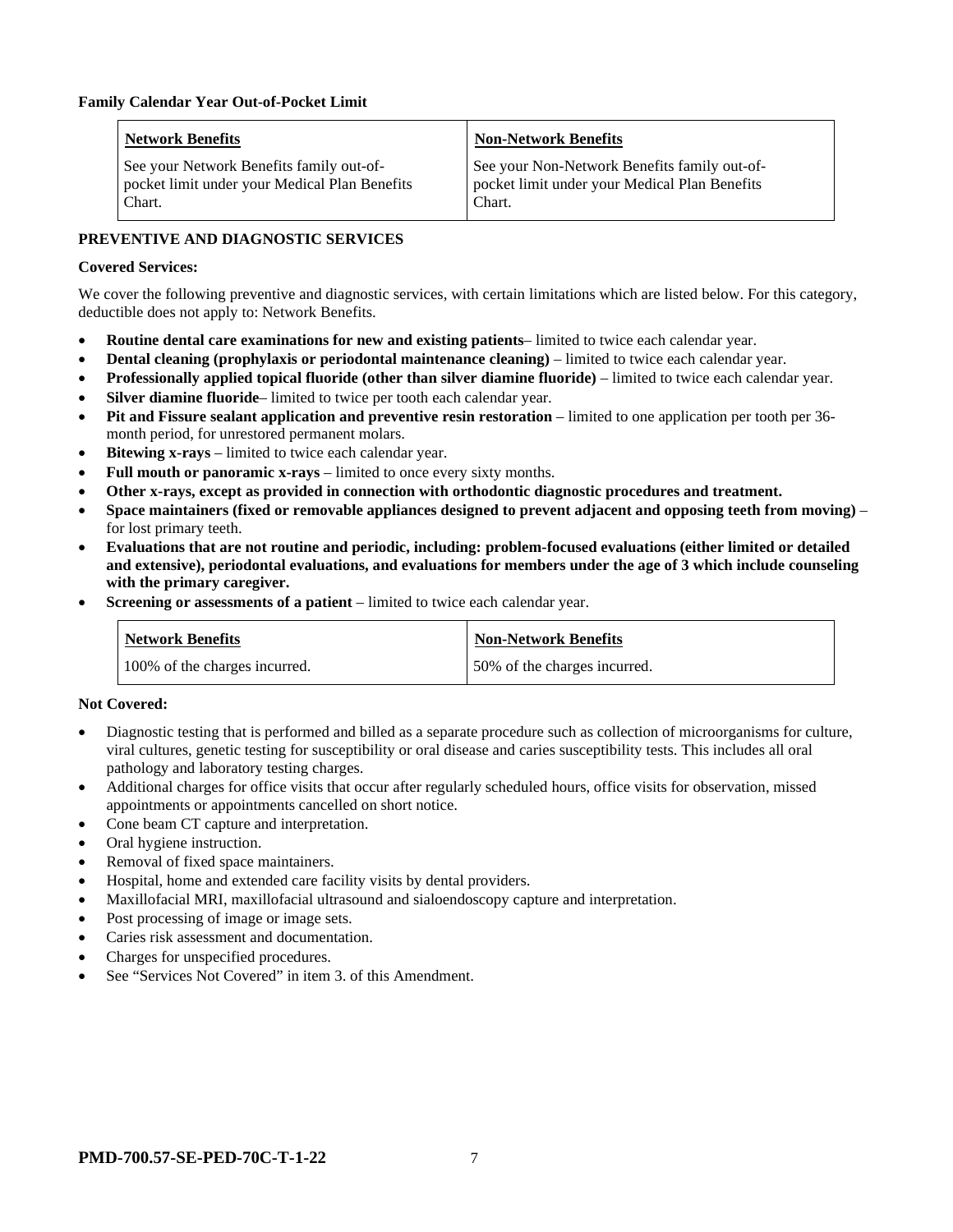**Family Calendar Year Out-of-Pocket Limit**

| Network Benefits | Non-Network Benefits |
| --- | --- |
| See your Network Benefits family out-of-pocket limit under your Medical Plan Benefits Chart. | See your Non-Network Benefits family out-of-pocket limit under your Medical Plan Benefits Chart. |

**PREVENTIVE AND DIAGNOSTIC SERVICES**

**Covered Services:**

We cover the following preventive and diagnostic services, with certain limitations which are listed below. For this category, deductible does not apply to: Network Benefits.

- **Routine dental care examinations for new and existing patients**– limited to twice each calendar year.
- **Dental cleaning (prophylaxis or periodontal maintenance cleaning)** – limited to twice each calendar year.
- **Professionally applied topical fluoride (other than silver diamine fluoride)** – limited to twice each calendar year.
- **Silver diamine fluoride**– limited to twice per tooth each calendar year.
- **Pit and Fissure sealant application and preventive resin restoration** – limited to one application per tooth per 36-month period, for unrestored permanent molars.
- **Bitewing x-rays** – limited to twice each calendar year.
- **Full mouth or panoramic x-rays** – limited to once every sixty months.
- **Other x-rays, except as provided in connection with orthodontic diagnostic procedures and treatment.**
- **Space maintainers (fixed or removable appliances designed to prevent adjacent and opposing teeth from moving)** – for lost primary teeth.
- **Evaluations that are not routine and periodic, including: problem-focused evaluations (either limited or detailed and extensive), periodontal evaluations, and evaluations for members under the age of 3 which include counseling with the primary caregiver.**
- **Screening or assessments of a patient** – limited to twice each calendar year.

| Network Benefits | Non-Network Benefits |
| --- | --- |
| 100% of the charges incurred. | 50% of the charges incurred. |

**Not Covered:**

- Diagnostic testing that is performed and billed as a separate procedure such as collection of microorganisms for culture, viral cultures, genetic testing for susceptibility or oral disease and caries susceptibility tests. This includes all oral pathology and laboratory testing charges.
- Additional charges for office visits that occur after regularly scheduled hours, office visits for observation, missed appointments or appointments cancelled on short notice.
- Cone beam CT capture and interpretation.
- Oral hygiene instruction.
- Removal of fixed space maintainers.
- Hospital, home and extended care facility visits by dental providers.
- Maxillofacial MRI, maxillofacial ultrasound and sialoendoscopy capture and interpretation.
- Post processing of image or image sets.
- Caries risk assessment and documentation.
- Charges for unspecified procedures.
- See "Services Not Covered" in item 3. of this Amendment.

**PMD-700.57-SE-PED-70C-T-1-22**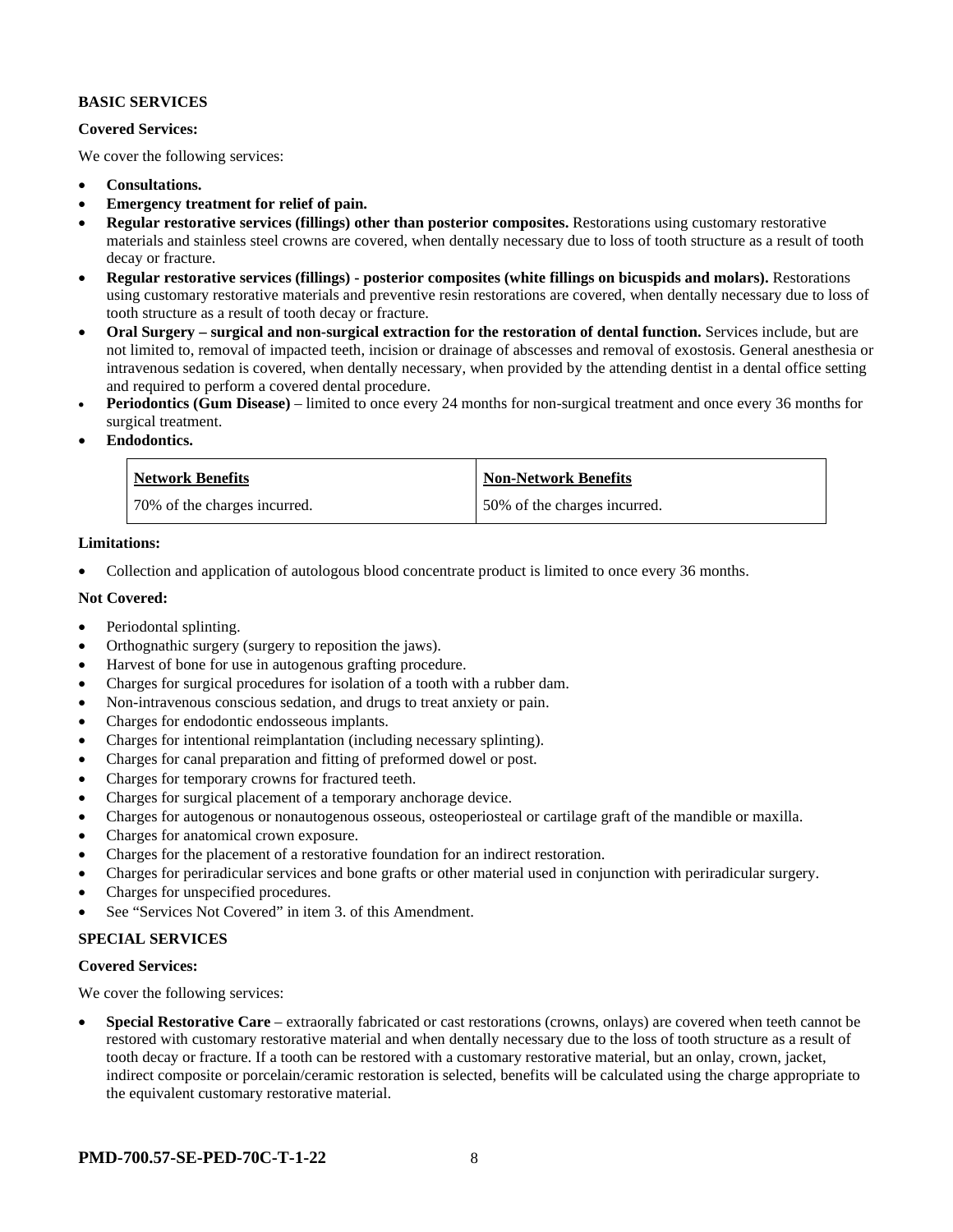**BASIC SERVICES**

**Covered Services:**

We cover the following services:

- **Consultations.**
- **Emergency treatment for relief of pain.**
- **Regular restorative services (fillings) other than posterior composites.** Restorations using customary restorative materials and stainless steel crowns are covered, when dentally necessary due to loss of tooth structure as a result of tooth decay or fracture.
- **Regular restorative services (fillings) - posterior composites (white fillings on bicuspids and molars).** Restorations using customary restorative materials and preventive resin restorations are covered, when dentally necessary due to loss of tooth structure as a result of tooth decay or fracture.
- **Oral Surgery – surgical and non-surgical extraction for the restoration of dental function.** Services include, but are not limited to, removal of impacted teeth, incision or drainage of abscesses and removal of exostosis. General anesthesia or intravenous sedation is covered, when dentally necessary, when provided by the attending dentist in a dental office setting and required to perform a covered dental procedure.
- **Periodontics (Gum Disease)** – limited to once every 24 months for non-surgical treatment and once every 36 months for surgical treatment.
- **Endodontics.**

| Network Benefits | Non-Network Benefits |
|---|---|
| 70% of the charges incurred. | 50% of the charges incurred. |

**Limitations:**

- Collection and application of autologous blood concentrate product is limited to once every 36 months.

**Not Covered:**

- Periodontal splinting.
- Orthognathic surgery (surgery to reposition the jaws).
- Harvest of bone for use in autogenous grafting procedure.
- Charges for surgical procedures for isolation of a tooth with a rubber dam.
- Non-intravenous conscious sedation, and drugs to treat anxiety or pain.
- Charges for endodontic endosseous implants.
- Charges for intentional reimplantation (including necessary splinting).
- Charges for canal preparation and fitting of preformed dowel or post.
- Charges for temporary crowns for fractured teeth.
- Charges for surgical placement of a temporary anchorage device.
- Charges for autogenous or nonautogenous osseous, osteoperiosteal or cartilage graft of the mandible or maxilla.
- Charges for anatomical crown exposure.
- Charges for the placement of a restorative foundation for an indirect restoration.
- Charges for periradicular services and bone grafts or other material used in conjunction with periradicular surgery.
- Charges for unspecified procedures.
- See "Services Not Covered" in item 3. of this Amendment.

**SPECIAL SERVICES**

**Covered Services:**

We cover the following services:

- **Special Restorative Care** – extraorally fabricated or cast restorations (crowns, onlays) are covered when teeth cannot be restored with customary restorative material and when dentally necessary due to the loss of tooth structure as a result of tooth decay or fracture. If a tooth can be restored with a customary restorative material, but an onlay, crown, jacket, indirect composite or porcelain/ceramic restoration is selected, benefits will be calculated using the charge appropriate to the equivalent customary restorative material.

**PMD-700.57-SE-PED-70C-T-1-22**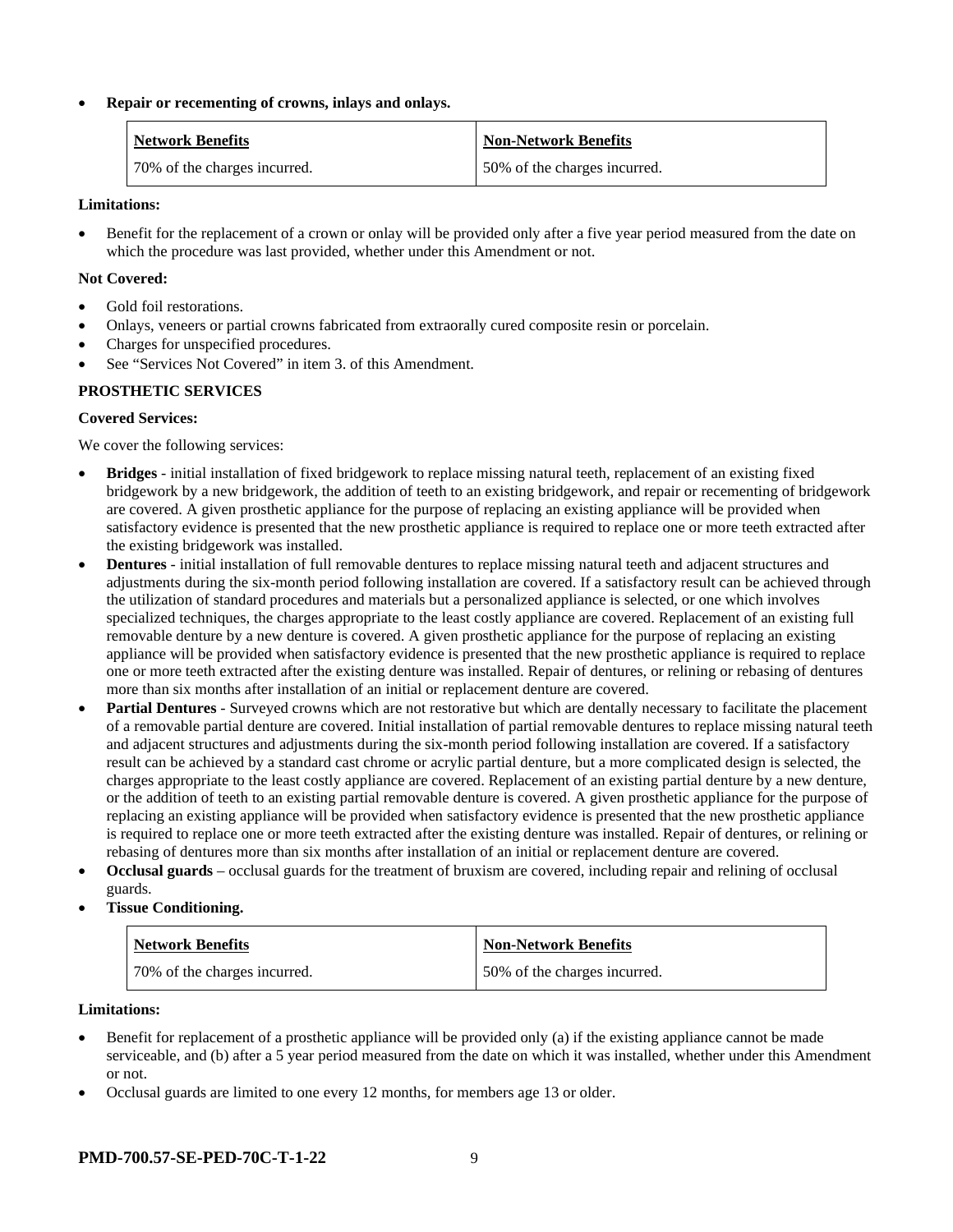- **Repair or recementing of crowns, inlays and onlays.**

| Network Benefits | Non-Network Benefits |
|---|---|
| 70% of the charges incurred. | 50% of the charges incurred. |

**Limitations:**

- Benefit for the replacement of a crown or onlay will be provided only after a five year period measured from the date on which the procedure was last provided, whether under this Amendment or not.

**Not Covered:**

- Gold foil restorations.
- Onlays, veneers or partial crowns fabricated from extraorally cured composite resin or porcelain.
- Charges for unspecified procedures.
- See "Services Not Covered" in item 3. of this Amendment.

**PROSTHETIC SERVICES**

**Covered Services:**

We cover the following services:

- **Bridges** - initial installation of fixed bridgework to replace missing natural teeth, replacement of an existing fixed bridgework by a new bridgework, the addition of teeth to an existing bridgework, and repair or recementing of bridgework are covered. A given prosthetic appliance for the purpose of replacing an existing appliance will be provided when satisfactory evidence is presented that the new prosthetic appliance is required to replace one or more teeth extracted after the existing bridgework was installed.
- **Dentures** - initial installation of full removable dentures to replace missing natural teeth and adjacent structures and adjustments during the six-month period following installation are covered. If a satisfactory result can be achieved through the utilization of standard procedures and materials but a personalized appliance is selected, or one which involves specialized techniques, the charges appropriate to the least costly appliance are covered. Replacement of an existing full removable denture by a new denture is covered. A given prosthetic appliance for the purpose of replacing an existing appliance will be provided when satisfactory evidence is presented that the new prosthetic appliance is required to replace one or more teeth extracted after the existing denture was installed. Repair of dentures, or relining or rebasing of dentures more than six months after installation of an initial or replacement denture are covered.
- **Partial Dentures** - Surveyed crowns which are not restorative but which are dentally necessary to facilitate the placement of a removable partial denture are covered. Initial installation of partial removable dentures to replace missing natural teeth and adjacent structures and adjustments during the six-month period following installation are covered. If a satisfactory result can be achieved by a standard cast chrome or acrylic partial denture, but a more complicated design is selected, the charges appropriate to the least costly appliance are covered. Replacement of an existing partial denture by a new denture, or the addition of teeth to an existing partial removable denture is covered. A given prosthetic appliance for the purpose of replacing an existing appliance will be provided when satisfactory evidence is presented that the new prosthetic appliance is required to replace one or more teeth extracted after the existing denture was installed. Repair of dentures, or relining or rebasing of dentures more than six months after installation of an initial or replacement denture are covered.
- **Occlusal guards** – occlusal guards for the treatment of bruxism are covered, including repair and relining of occlusal guards.
- **Tissue Conditioning.**

| Network Benefits | Non-Network Benefits |
|---|---|
| 70% of the charges incurred. | 50% of the charges incurred. |

**Limitations:**

- Benefit for replacement of a prosthetic appliance will be provided only (a) if the existing appliance cannot be made serviceable, and (b) after a 5 year period measured from the date on which it was installed, whether under this Amendment or not.
- Occlusal guards are limited to one every 12 months, for members age 13 or older.

**PMD-700.57-SE-PED-70C-T-1-22**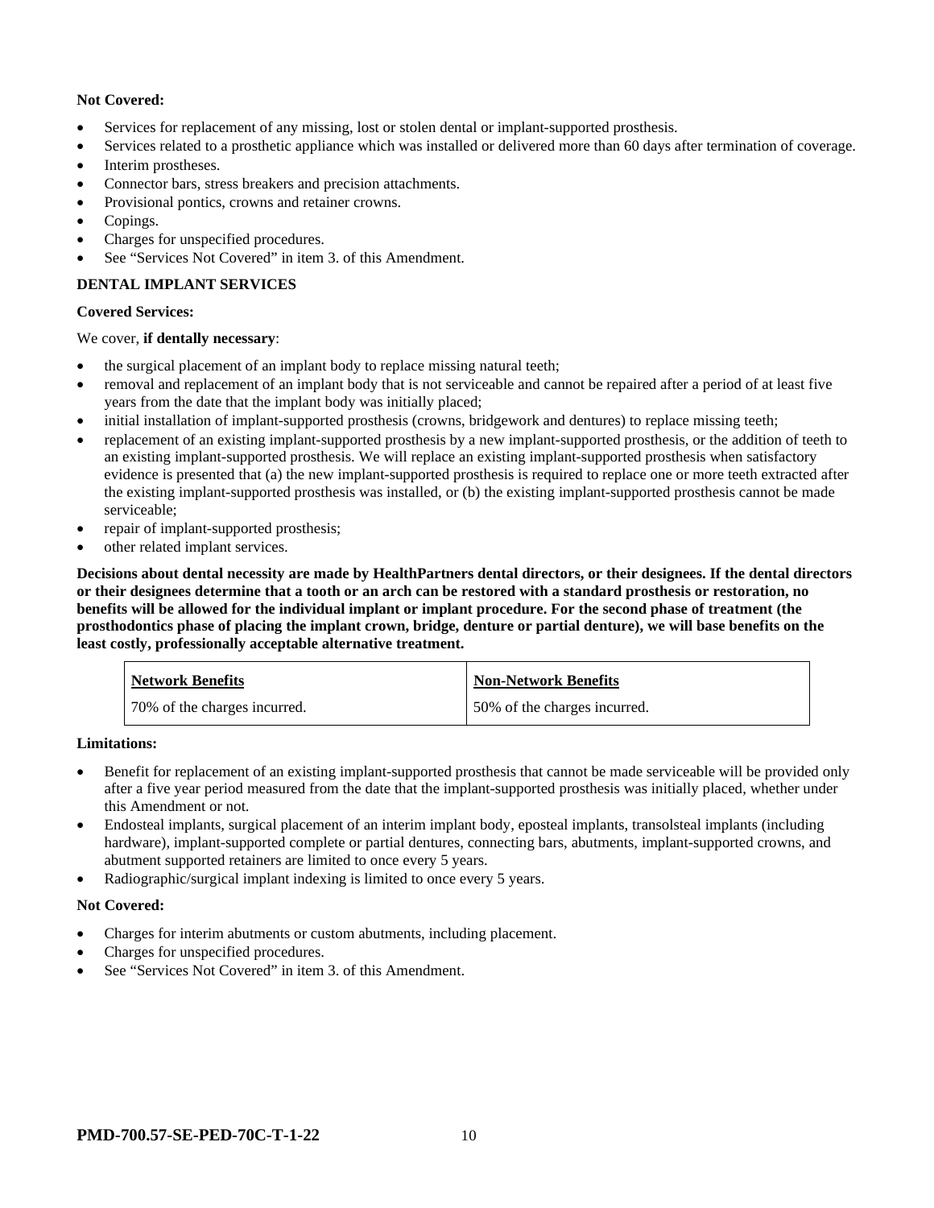**Not Covered:**

- Services for replacement of any missing, lost or stolen dental or implant-supported prosthesis.
- Services related to a prosthetic appliance which was installed or delivered more than 60 days after termination of coverage.
- Interim prostheses.
- Connector bars, stress breakers and precision attachments.
- Provisional pontics, crowns and retainer crowns.
- Copings.
- Charges for unspecified procedures.
- See "Services Not Covered" in item 3. of this Amendment.

**DENTAL IMPLANT SERVICES**

**Covered Services:**

We cover, **if dentally necessary**:

- the surgical placement of an implant body to replace missing natural teeth;
- removal and replacement of an implant body that is not serviceable and cannot be repaired after a period of at least five years from the date that the implant body was initially placed;
- initial installation of implant-supported prosthesis (crowns, bridgework and dentures) to replace missing teeth;
- replacement of an existing implant-supported prosthesis by a new implant-supported prosthesis, or the addition of teeth to an existing implant-supported prosthesis. We will replace an existing implant-supported prosthesis when satisfactory evidence is presented that (a) the new implant-supported prosthesis is required to replace one or more teeth extracted after the existing implant-supported prosthesis was installed, or (b) the existing implant-supported prosthesis cannot be made serviceable;
- repair of implant-supported prosthesis;
- other related implant services.

**Decisions about dental necessity are made by HealthPartners dental directors, or their designees. If the dental directors or their designees determine that a tooth or an arch can be restored with a standard prosthesis or restoration, no benefits will be allowed for the individual implant or implant procedure. For the second phase of treatment (the prosthodontics phase of placing the implant crown, bridge, denture or partial denture), we will base benefits on the least costly, professionally acceptable alternative treatment.**

| Network Benefits | Non-Network Benefits |
|---|---|
| 70% of the charges incurred. | 50% of the charges incurred. |

**Limitations:**

- Benefit for replacement of an existing implant-supported prosthesis that cannot be made serviceable will be provided only after a five year period measured from the date that the implant-supported prosthesis was initially placed, whether under this Amendment or not.
- Endosteal implants, surgical placement of an interim implant body, eposteal implants, transolsteal implants (including hardware), implant-supported complete or partial dentures, connecting bars, abutments, implant-supported crowns, and abutment supported retainers are limited to once every 5 years.
- Radiographic/surgical implant indexing is limited to once every 5 years.

**Not Covered:**

- Charges for interim abutments or custom abutments, including placement.
- Charges for unspecified procedures.
- See "Services Not Covered" in item 3. of this Amendment.

**PMD-700.57-SE-PED-70C-T-1-22**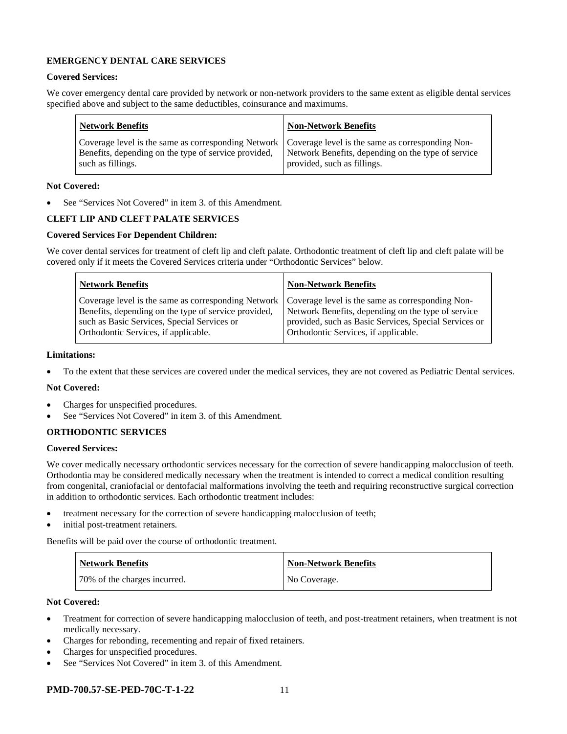**EMERGENCY DENTAL CARE SERVICES**

**Covered Services:**

We cover emergency dental care provided by network or non-network providers to the same extent as eligible dental services specified above and subject to the same deductibles, coinsurance and maximums.

| Network Benefits | Non-Network Benefits |
|---|---|
| Coverage level is the same as corresponding Network Benefits, depending on the type of service provided, such as fillings. | Coverage level is the same as corresponding Non-Network Benefits, depending on the type of service provided, such as fillings. |

**Not Covered:**

- See "Services Not Covered" in item 3. of this Amendment.

**CLEFT LIP AND CLEFT PALATE SERVICES**

**Covered Services For Dependent Children:**

We cover dental services for treatment of cleft lip and cleft palate. Orthodontic treatment of cleft lip and cleft palate will be covered only if it meets the Covered Services criteria under "Orthodontic Services" below.

| Network Benefits | Non-Network Benefits |
|---|---|
| Coverage level is the same as corresponding Network Benefits, depending on the type of service provided, such as Basic Services, Special Services or Orthodontic Services, if applicable. | Coverage level is the same as corresponding Non-Network Benefits, depending on the type of service provided, such as Basic Services, Special Services or Orthodontic Services, if applicable. |

**Limitations:**

- To the extent that these services are covered under the medical services, they are not covered as Pediatric Dental services.

**Not Covered:**

- Charges for unspecified procedures.
- See "Services Not Covered" in item 3. of this Amendment.

**ORTHODONTIC SERVICES**

**Covered Services:**

We cover medically necessary orthodontic services necessary for the correction of severe handicapping malocclusion of teeth. Orthodontia may be considered medically necessary when the treatment is intended to correct a medical condition resulting from congenital, craniofacial or dentofacial malformations involving the teeth and requiring reconstructive surgical correction in addition to orthodontic services. Each orthodontic treatment includes:

- treatment necessary for the correction of severe handicapping malocclusion of teeth;
- initial post-treatment retainers.

Benefits will be paid over the course of orthodontic treatment.

| Network Benefits | Non-Network Benefits |
|---|---|
| 70% of the charges incurred. | No Coverage. |

**Not Covered:**

- Treatment for correction of severe handicapping malocclusion of teeth, and post-treatment retainers, when treatment is not medically necessary.
- Charges for rebonding, recementing and repair of fixed retainers.
- Charges for unspecified procedures.
- See "Services Not Covered" in item 3. of this Amendment.

**PMD-700.57-SE-PED-70C-T-1-22**